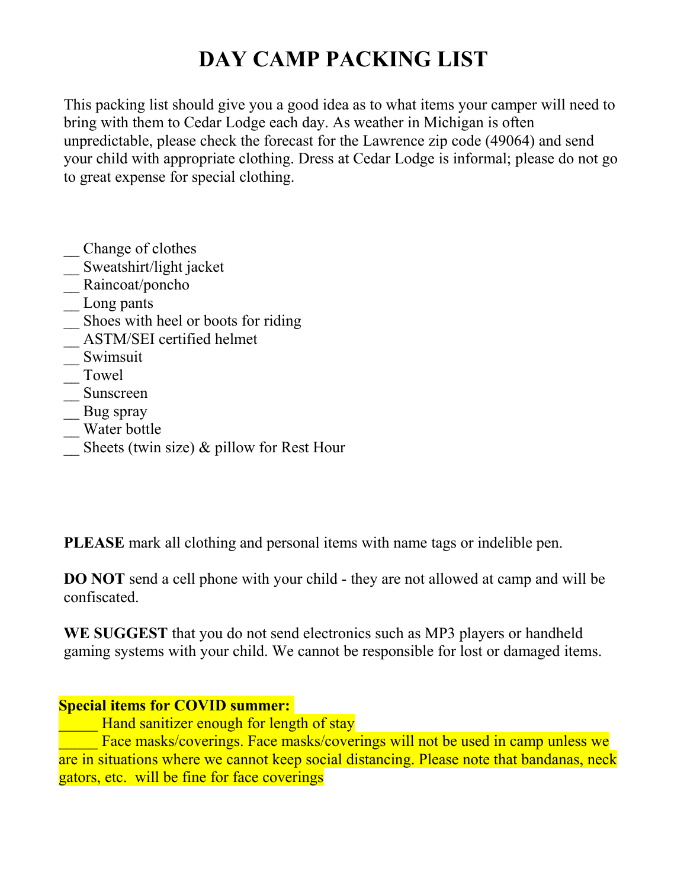# DAY CAMP PACKING LIST

This packing list should give you a good idea as to what items your camper will need to bring with them to Cedar Lodge each day. As weather in Michigan is often unpredictable, please check the forecast for the Lawrence zip code (49064) and send your child with appropriate clothing. Dress at Cedar Lodge is informal; please do not go to great expense for special clothing.

__ Change of clothes
__ Sweatshirt/light jacket
__ Raincoat/poncho
__ Long pants
__ Shoes with heel or boots for riding
__ ASTM/SEI certified helmet
__ Swimsuit
__ Towel
__ Sunscreen
__ Bug spray
__ Water bottle
__ Sheets (twin size) & pillow for Rest Hour

**PLEASE** mark all clothing and personal items with name tags or indelible pen.

**DO NOT** send a cell phone with your child - they are not allowed at camp and will be confiscated.

**WE SUGGEST** that you do not send electronics such as MP3 players or handheld gaming systems with your child. We cannot be responsible for lost or damaged items.

**Special items for COVID summer:**
_____ Hand sanitizer enough for length of stay
_____ Face masks/coverings. Face masks/coverings will not be used in camp unless we are in situations where we cannot keep social distancing. Please note that bandanas, neck gators, etc. will be fine for face coverings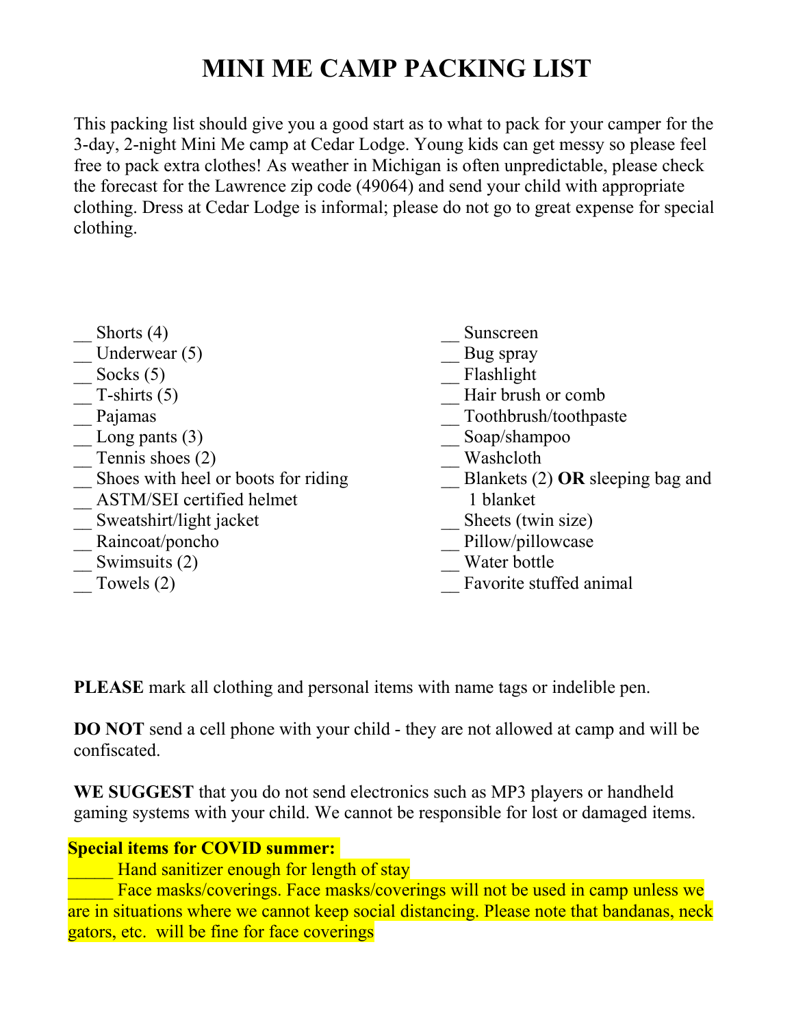# MINI ME CAMP PACKING LIST

This packing list should give you a good start as to what to pack for your camper for the 3-day, 2-night Mini Me camp at Cedar Lodge. Young kids can get messy so please feel free to pack extra clothes! As weather in Michigan is often unpredictable, please check the forecast for the Lawrence zip code (49064) and send your child with appropriate clothing. Dress at Cedar Lodge is informal; please do not go to great expense for special clothing.

__ Shorts (4)
__ Underwear (5)
__ Socks (5)
__ T-shirts (5)
__ Pajamas
__ Long pants (3)
__ Tennis shoes (2)
__ Shoes with heel or boots for riding
__ ASTM/SEI certified helmet
__ Sweatshirt/light jacket
__ Raincoat/poncho
__ Swimsuits (2)
__ Towels (2)

__ Sunscreen
__ Bug spray
__ Flashlight
__ Hair brush or comb
__ Toothbrush/toothpaste
__ Soap/shampoo
__ Washcloth
__ Blankets (2) **OR** sleeping bag and 1 blanket
__ Sheets (twin size)
__ Pillow/pillowcase
__ Water bottle
__ Favorite stuffed animal

**PLEASE** mark all clothing and personal items with name tags or indelible pen.

**DO NOT** send a cell phone with your child - they are not allowed at camp and will be confiscated.

**WE SUGGEST** that you do not send electronics such as MP3 players or handheld gaming systems with your child. We cannot be responsible for lost or damaged items.

**Special items for COVID summer:**

_____ Hand sanitizer enough for length of stay
_____ Face masks/coverings. Face masks/coverings will not be used in camp unless we are in situations where we cannot keep social distancing. Please note that bandanas, neck gators, etc. will be fine for face coverings